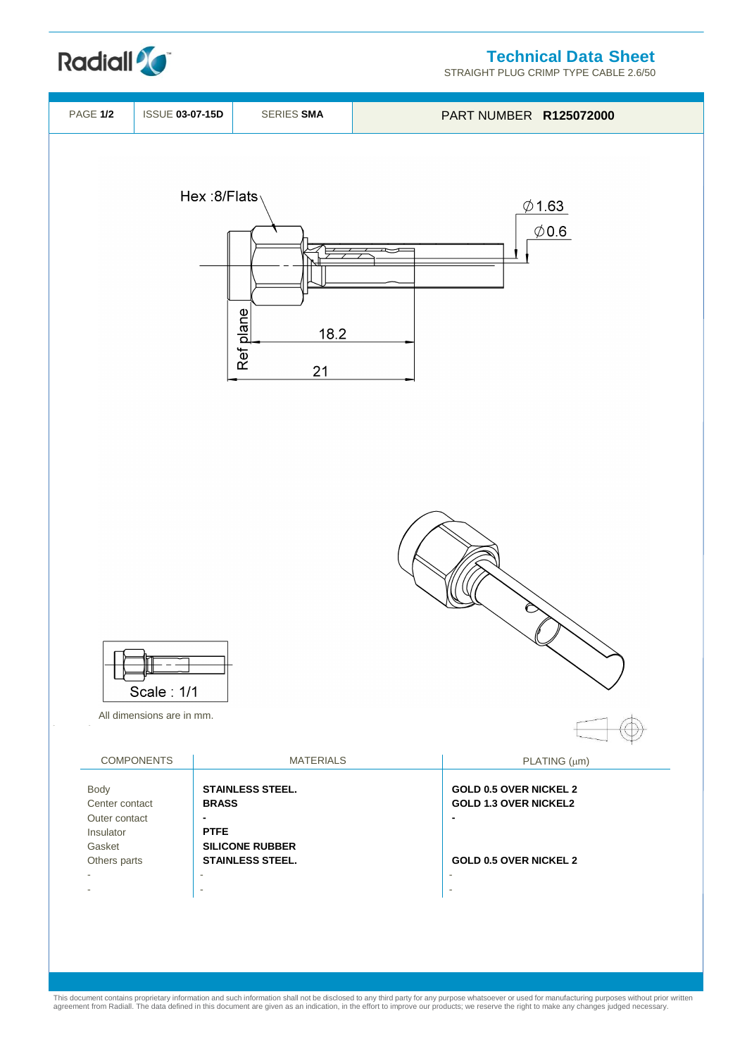Radiall

# Technical Data Sheet

STRAIGHT PLUG CRIMP TYPE CABLE 2.6/50

| PAGE **1/2** | ISSUE **03-07-15D** | SERIES **SMA** | PART NUMBER **R125072000** |
|---|---|---|---|

Hex :8/Flats

$\varnothing$1.63

$\varnothing$0.6

Ref plane

18.2

21

Scale : 1/1

All dimensions are in mm.

| COMPONENTS | MATERIALS | PLATING (µm) |
|---|---|---|
| Body | **STAINLESS STEEL.** | **GOLD 0.5 OVER NICKEL 2** |
| Center contact | **BRASS** | **GOLD 1.3 OVER NICKEL2** |
| Outer contact | **-** | **-** |
| Insulator | **PTFE** | |
| Gasket | **SILICONE RUBBER** | |
| Others parts | **STAINLESS STEEL.** | **GOLD 0.5 OVER NICKEL 2** |
| - | - | - |
| - | - | - |

This document contains proprietary information and such information shall not be disclosed to any third party for any purpose whatsoever or used for manufacturing purposes without prior written agreement from Radiall. The data defined in this document are given as an indication, in the effort to improve our products; we reserve the right to make any changes judged necessary.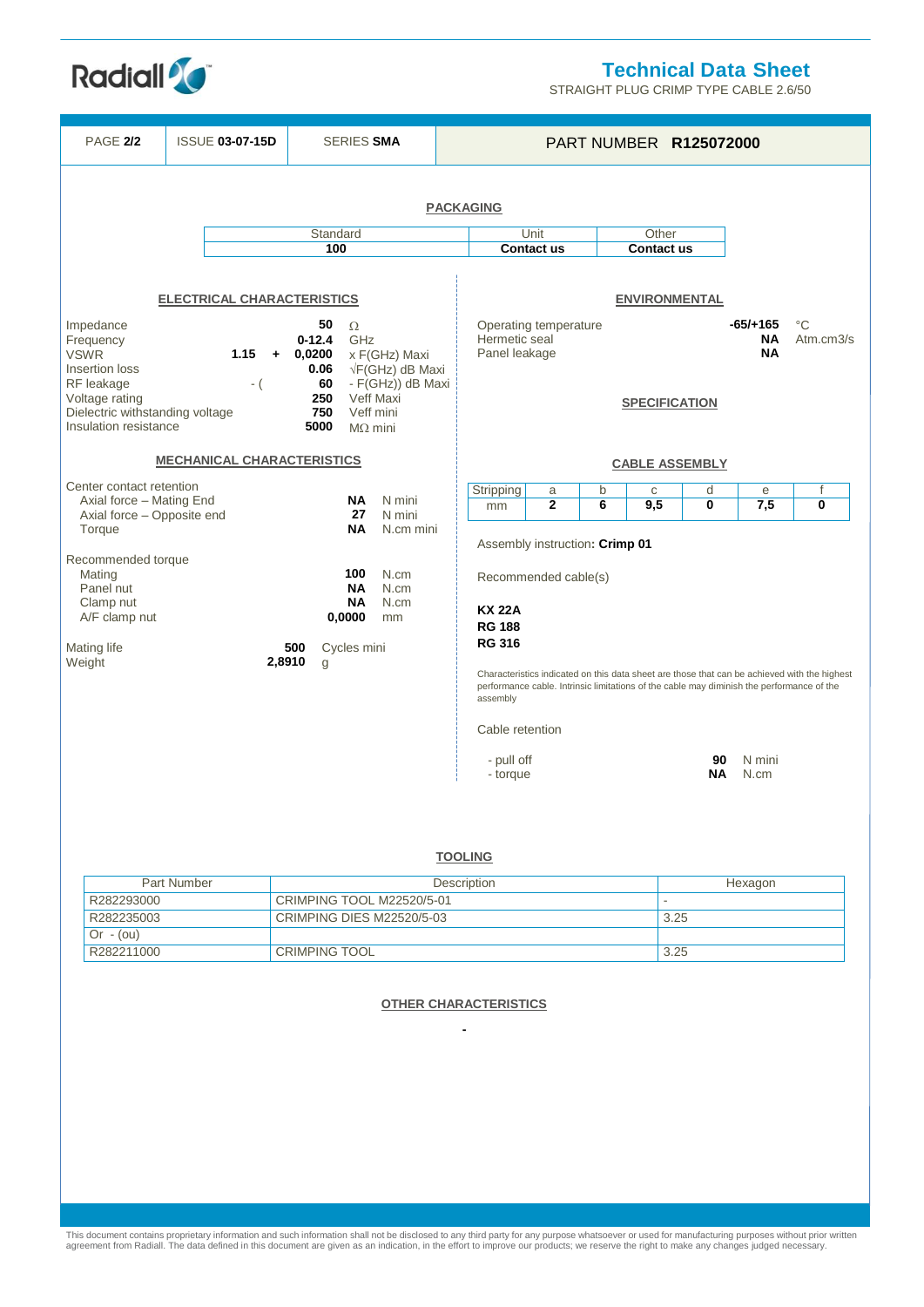# Technical Data Sheet

STRAIGHT PLUG CRIMP TYPE CABLE 2.6/50

| PAGE **2/2** | ISSUE **03-07-15D** | SERIES **SMA** | PART NUMBER **R125072000** |
|---|---|---|---|

## PACKAGING

| Standard | Unit | Other |
|---|---|---|
| **100** | **Contact us** | **Contact us** |

## ELECTRICAL CHARACTERISTICS

| | | |
|---|---|---|
| Impedance | **50** | Ω |
| Frequency | **0-12.4** | GHz |
| VSWR | **1.15 + 0,0200** | x F(GHz) Maxi |
| Insertion loss | **0.06** | √F(GHz) dB Maxi |
| RF leakage | - ( **60** | - F(GHz)) dB Maxi |
| Voltage rating | **250** | Veff Maxi |
| Dielectric withstanding voltage | **750** | Veff mini |
| Insulation resistance | **5000** | MΩ mini |

## ENVIRONMENTAL

| | | |
|---|---|---|
| Operating temperature | **-65/+165** | °C |
| Hermetic seal | **NA** | Atm.cm3/s |
| Panel leakage | **NA** | |

## SPECIFICATION

## MECHANICAL CHARACTERISTICS

| | | |
|---|---|---|
| Center contact retention | | |
| Axial force – Mating End | **NA** | N mini |
| Axial force – Opposite end | **27** | N mini |
| Torque | **NA** | N.cm mini |
| Recommended torque | | |
| Mating | **100** | N.cm |
| Panel nut | **NA** | N.cm |
| Clamp nut | **NA** | N.cm |
| A/F clamp nut | **0,0000** | mm |
| Mating life | **500** | Cycles mini |
| Weight | **2,8910** | g |

## CABLE ASSEMBLY

| Stripping | a | b | c | d | e | f |
|---|---|---|---|---|---|---|
| mm | **2** | **6** | **9,5** | **0** | **7,5** | **0** |

Assembly instruction: **Crimp 01**

Recommended cable(s)

**KX 22A**
**RG 188**
**RG 316**

Characteristics indicated on this data sheet are those that can be achieved with the highest performance cable. Intrinsic limitations of the cable may diminish the performance of the assembly

Cable retention

| | | |
|---|---|---|
| - pull off | **90** | N mini |
| - torque | **NA** | N.cm |

## TOOLING

| Part Number | Description | Hexagon |
|---|---|---|
| R282293000 | CRIMPING TOOL M22520/5-01 | - |
| R282235003 | CRIMPING DIES M22520/5-03 | 3.25 |
| Or - (ou) | | |
| R282211000 | CRIMPING TOOL | 3.25 |

## OTHER CHARACTERISTICS

**-**

This document contains proprietary information and such information shall not be disclosed to any third party for any purpose whatsoever or used for manufacturing purposes without prior written agreement from Radiall. The data defined in this document are given as an indication, in the effort to improve our products; we reserve the right to make any changes judged necessary.